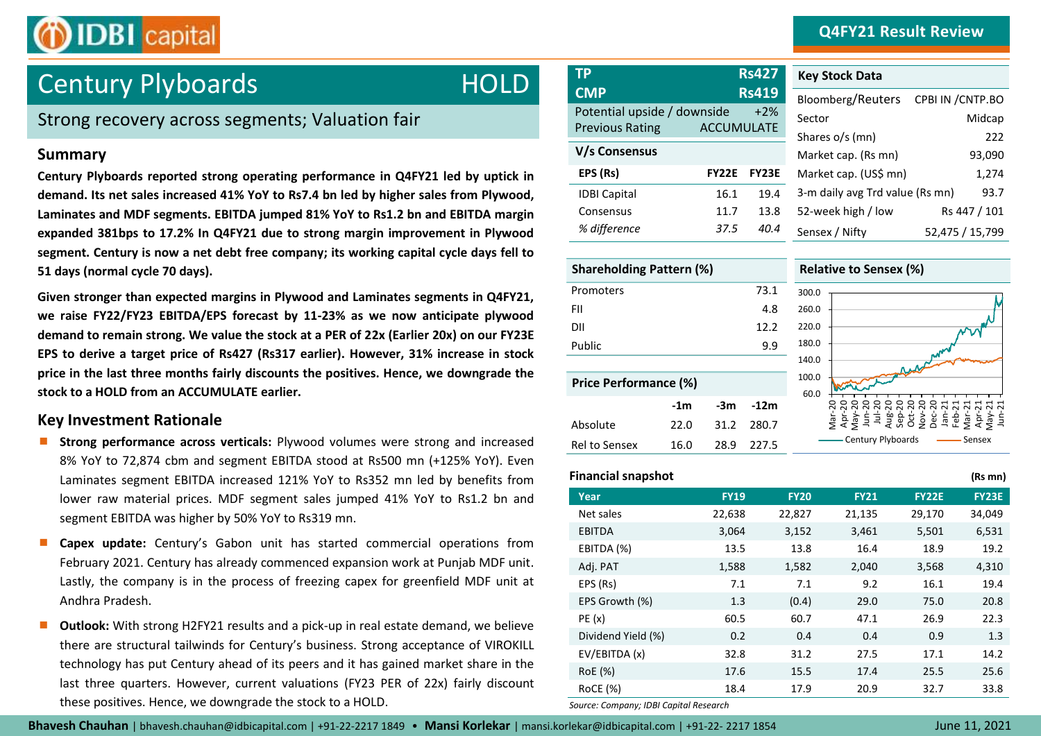# Century Plyboards — HOLD

**Q4FY21 Result Review**

## Strong recovery across segments; Valuation fair

### Summary

**Century Plyboards reported strong operating performance in Q4FY21 led by uptick in demand. Its net sales increased 41% YoY to Rs7.4 bn led by higher sales from Plywood, Laminates and MDF segments. EBITDA jumped 81% YoY to Rs1.2 bn and EBITDA margin expanded 381bps to 17.2% In Q4FY21 due to strong margin improvement in Plywood segment. Century is now a net debt free company; its working capital cycle days fell to 51 days (normal cycle 70 days).**

**Given stronger than expected margins in Plywood and Laminates segments in Q4FY21, we raise FY22/FY23 EBITDA/EPS forecast by 11-23% as we now anticipate plywood demand to remain strong. We value the stock at a PER of 22x (Earlier 20x) on our FY23E EPS to derive a target price of Rs427 (Rs317 earlier). However, 31% increase in stock price in the last three months fairly discounts the positives. Hence, we downgrade the stock to a HOLD from an ACCUMULATE earlier.**

### Key Investment Rationale

- **Strong performance across verticals:** Plywood volumes were strong and increased 8% YoY to 72,874 cbm and segment EBITDA stood at Rs500 mn (+125% YoY). Even Laminates segment EBITDA increased 121% YoY to Rs352 mn led by benefits from lower raw material prices. MDF segment sales jumped 41% YoY to Rs1.2 bn and segment EBITDA was higher by 50% YoY to Rs319 mn.
- **Capex update:** Century's Gabon unit has started commercial operations from February 2021. Century has already commenced expansion work at Punjab MDF unit. Lastly, the company is in the process of freezing capex for greenfield MDF unit at Andhra Pradesh.
- **Outlook:** With strong H2FY21 results and a pick-up in real estate demand, we believe there are structural tailwinds for Century's business. Strong acceptance of VIROKILL technology has put Century ahead of its peers and it has gained market share in the last three quarters. However, current valuations (FY23 PER of 22x) fairly discount these positives. Hence, we downgrade the stock to a HOLD.

| TP | Rs427 |
|---|---|
| CMP | Rs419 |
| Potential upside / downside | +2% |
| Previous Rating | ACCUMULATE |

**V/s Consensus**

| EPS (Rs) | FY22E | FY23E |
|---|---|---|
| IDBI Capital | 16.1 | 19.4 |
| Consensus | 11.7 | 13.8 |
| *% difference* | *37.5* | *40.4* |

**Key Stock Data**

| | |
|---|---|
| Bloomberg/Reuters | CPBI IN /CNTP.BO |
| Sector | Midcap |
| Shares o/s (mn) | 222 |
| Market cap. (Rs mn) | 93,090 |
| Market cap. (US$ mn) | 1,274 |
| 3-m daily avg Trd value (Rs mn) | 93.7 |
| 52-week high / low | Rs 447 / 101 |
| Sensex / Nifty | 52,475 / 15,799 |

**Shareholding Pattern (%)**

| | |
|---|---|
| Promoters | 73.1 |
| FII | 4.8 |
| DII | 12.2 |
| Public | 9.9 |

**Price Performance (%)**

| | -1m | -3m | -12m |
|---|---|---|---|
| Absolute | 22.0 | 31.2 | 280.7 |
| Rel to Sensex | 16.0 | 28.9 | 227.5 |

**Relative to Sensex (%)**

Century Plyboards — Sensex

**Financial snapshot** (Rs mn)

| Year | FY19 | FY20 | FY21 | FY22E | FY23E |
|---|---|---|---|---|---|
| Net sales | 22,638 | 22,827 | 21,135 | 29,170 | 34,049 |
| EBITDA | 3,064 | 3,152 | 3,461 | 5,501 | 6,531 |
| EBITDA (%) | 13.5 | 13.8 | 16.4 | 18.9 | 19.2 |
| Adj. PAT | 1,588 | 1,582 | 2,040 | 3,568 | 4,310 |
| EPS (Rs) | 7.1 | 7.1 | 9.2 | 16.1 | 19.4 |
| EPS Growth (%) | 1.3 | (0.4) | 29.0 | 75.0 | 20.8 |
| PE (x) | 60.5 | 60.7 | 47.1 | 26.9 | 22.3 |
| Dividend Yield (%) | 0.2 | 0.4 | 0.4 | 0.9 | 1.3 |
| EV/EBITDA (x) | 32.8 | 31.2 | 27.5 | 17.1 | 14.2 |
| RoE (%) | 17.6 | 15.5 | 17.4 | 25.5 | 25.6 |
| RoCE (%) | 18.4 | 17.9 | 20.9 | 32.7 | 33.8 |

*Source: Company; IDBI Capital Research*

**Bhavesh Chauhan** | bhavesh.chauhan@idbicapital.com | +91-22-2217 1849 • **Mansi Korlekar** | mansi.korlekar@idbicapital.com | +91-22- 2217 1854

June 11, 2021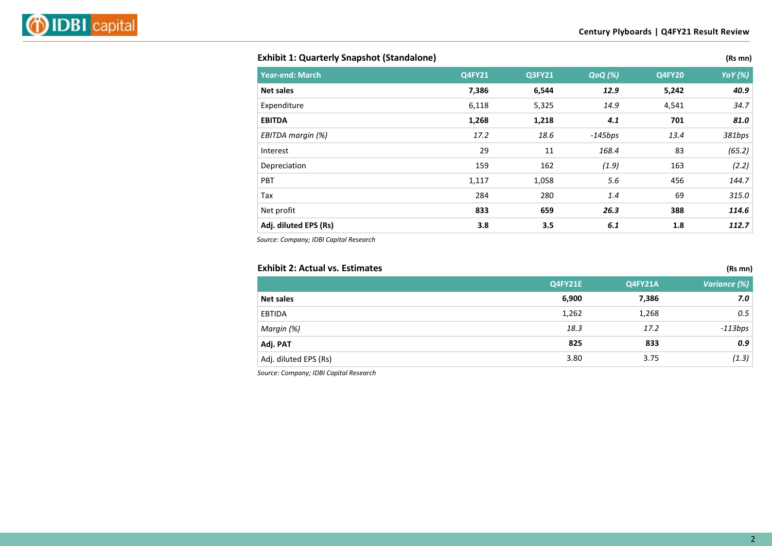**Exhibit 1: Quarterly Snapshot (Standalone)** **(Rs mn)**

| Year-end: March | Q4FY21 | Q3FY21 | *QoQ (%)* | Q4FY20 | *YoY (%)* |
|---|---|---|---|---|---|
| **Net sales** | **7,386** | **6,544** | ***12.9*** | **5,242** | ***40.9*** |
| Expenditure | 6,118 | 5,325 | *14.9* | 4,541 | *34.7* |
| **EBITDA** | **1,268** | **1,218** | ***4.1*** | **701** | ***81.0*** |
| *EBITDA margin (%)* | *17.2* | *18.6* | *-145bps* | *13.4* | *381bps* |
| Interest | 29 | 11 | *168.4* | 83 | *(65.2)* |
| Depreciation | 159 | 162 | *(1.9)* | 163 | *(2.2)* |
| PBT | 1,117 | 1,058 | *5.6* | 456 | *144.7* |
| Tax | 284 | 280 | *1.4* | 69 | *315.0* |
| Net profit | **833** | **659** | ***26.3*** | **388** | ***114.6*** |
| **Adj. diluted EPS (Rs)** | **3.8** | **3.5** | ***6.1*** | **1.8** | ***112.7*** |

*Source: Company; IDBI Capital Research*

**Exhibit 2: Actual vs. Estimates** **(Rs mn)**

| | Q4FY21E | Q4FY21A | *Variance (%)* |
|---|---|---|---|
| **Net sales** | **6,900** | **7,386** | ***7.0*** |
| EBTIDA | 1,262 | 1,268 | *0.5* |
| *Margin (%)* | *18.3* | *17.2* | *-113bps* |
| **Adj. PAT** | **825** | **833** | ***0.9*** |
| Adj. diluted EPS (Rs) | 3.80 | 3.75 | *(1.3)* |

*Source: Company; IDBI Capital Research*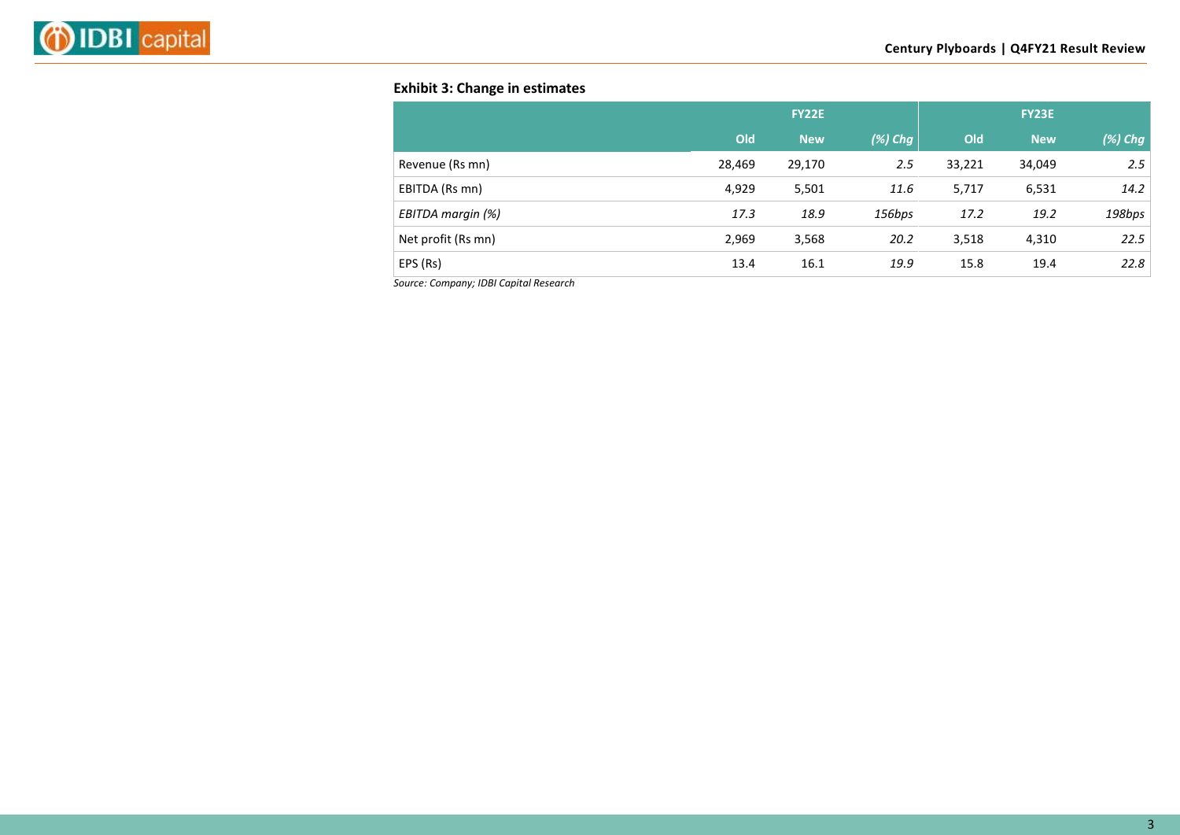**Exhibit 3: Change in estimates**

| | FY22E | | | FY23E | | |
|---|---|---|---|---|---|---|
| | Old | New | *(%) Chg* | Old | New | *(%) Chg* |
| Revenue (Rs mn) | 28,469 | 29,170 | *2.5* | 33,221 | 34,049 | *2.5* |
| EBITDA (Rs mn) | 4,929 | 5,501 | *11.6* | 5,717 | 6,531 | *14.2* |
| *EBITDA margin (%)* | *17.3* | *18.9* | *156bps* | *17.2* | *19.2* | *198bps* |
| Net profit (Rs mn) | 2,969 | 3,568 | *20.2* | 3,518 | 4,310 | *22.5* |
| EPS (Rs) | 13.4 | 16.1 | *19.9* | 15.8 | 19.4 | *22.8* |

*Source: Company; IDBI Capital Research*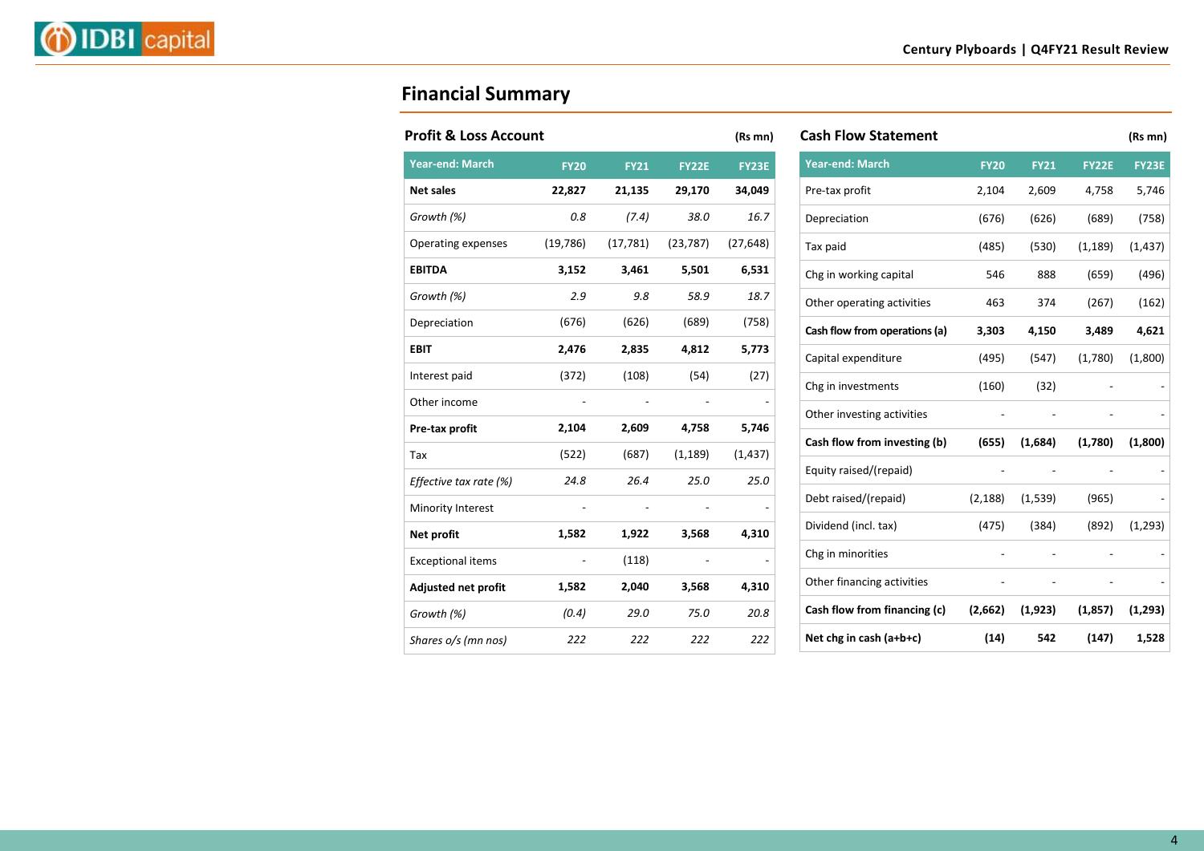## Financial Summary

### Profit & Loss Account

(Rs mn)

| Year-end: March | FY20 | FY21 | FY22E | FY23E |
|---|---|---|---|---|
| **Net sales** | **22,827** | **21,135** | **29,170** | **34,049** |
| *Growth (%)* | *0.8* | *(7.4)* | *38.0* | *16.7* |
| Operating expenses | (19,786) | (17,781) | (23,787) | (27,648) |
| **EBITDA** | **3,152** | **3,461** | **5,501** | **6,531** |
| *Growth (%)* | *2.9* | *9.8* | *58.9* | *18.7* |
| Depreciation | (676) | (626) | (689) | (758) |
| **EBIT** | **2,476** | **2,835** | **4,812** | **5,773** |
| Interest paid | (372) | (108) | (54) | (27) |
| Other income | - | - | - | - |
| **Pre-tax profit** | **2,104** | **2,609** | **4,758** | **5,746** |
| Tax | (522) | (687) | (1,189) | (1,437) |
| *Effective tax rate (%)* | *24.8* | *26.4* | *25.0* | *25.0* |
| Minority Interest | - | - | - | - |
| **Net profit** | **1,582** | **1,922** | **3,568** | **4,310** |
| Exceptional items | - | (118) | - | - |
| **Adjusted net profit** | **1,582** | **2,040** | **3,568** | **4,310** |
| *Growth (%)* | *(0.4)* | *29.0* | *75.0* | *20.8* |
| *Shares o/s (mn nos)* | *222* | *222* | *222* | *222* |

### Cash Flow Statement

(Rs mn)

| Year-end: March | FY20 | FY21 | FY22E | FY23E |
|---|---|---|---|---|
| Pre-tax profit | 2,104 | 2,609 | 4,758 | 5,746 |
| Depreciation | (676) | (626) | (689) | (758) |
| Tax paid | (485) | (530) | (1,189) | (1,437) |
| Chg in working capital | 546 | 888 | (659) | (496) |
| Other operating activities | 463 | 374 | (267) | (162) |
| **Cash flow from operations (a)** | **3,303** | **4,150** | **3,489** | **4,621** |
| Capital expenditure | (495) | (547) | (1,780) | (1,800) |
| Chg in investments | (160) | (32) | - | - |
| Other investing activities | - | - | - | - |
| **Cash flow from investing (b)** | **(655)** | **(1,684)** | **(1,780)** | **(1,800)** |
| Equity raised/(repaid) | - | - | - | - |
| Debt raised/(repaid) | (2,188) | (1,539) | (965) | - |
| Dividend (incl. tax) | (475) | (384) | (892) | (1,293) |
| Chg in minorities | - | - | - | - |
| Other financing activities | - | - | - | - |
| **Cash flow from financing (c)** | **(2,662)** | **(1,923)** | **(1,857)** | **(1,293)** |
| **Net chg in cash (a+b+c)** | **(14)** | **542** | **(147)** | **1,528** |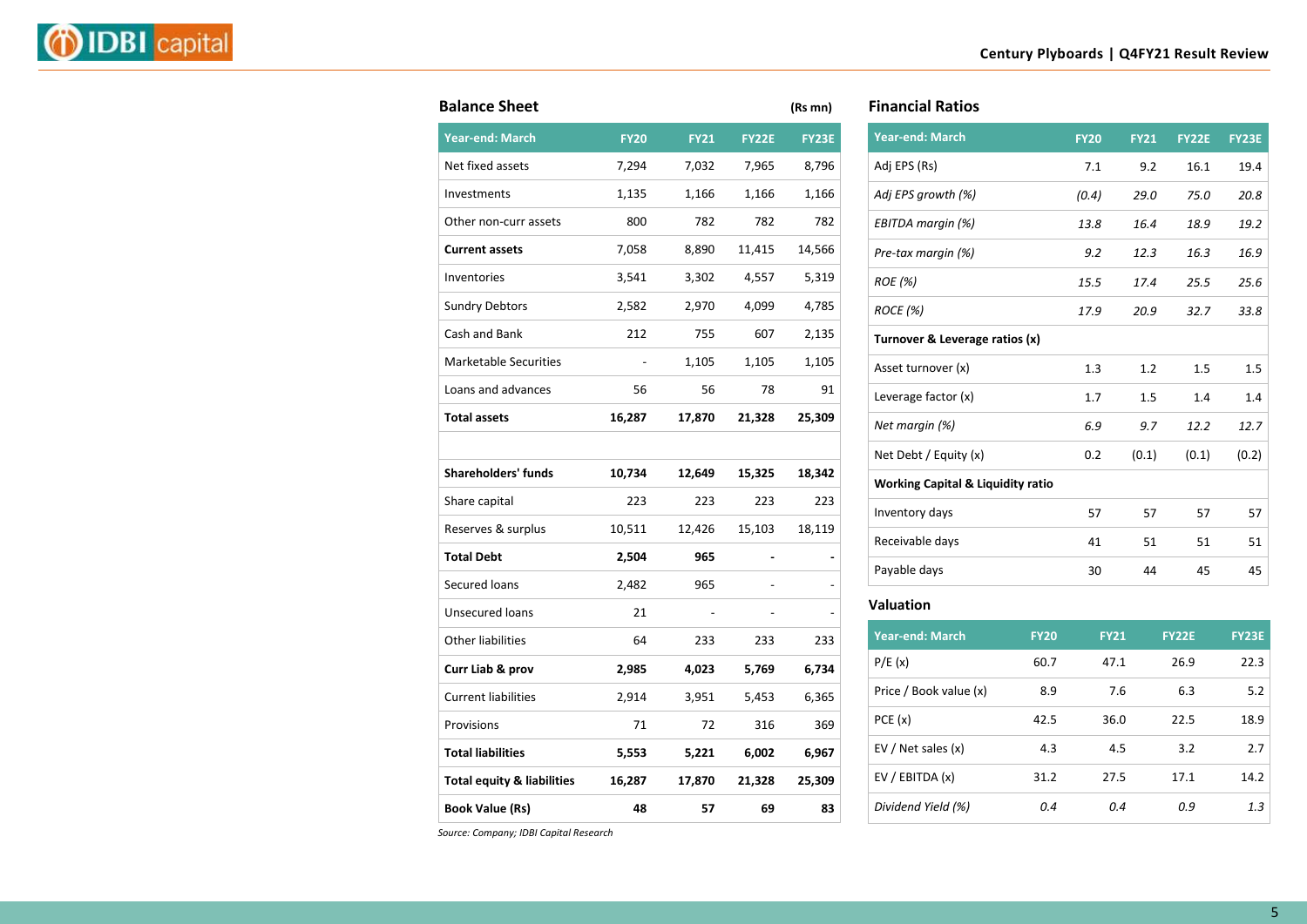## Balance Sheet

(Rs mn)

| Year-end: March | FY20 | FY21 | FY22E | FY23E |
|---|---|---|---|---|
| Net fixed assets | 7,294 | 7,032 | 7,965 | 8,796 |
| Investments | 1,135 | 1,166 | 1,166 | 1,166 |
| Other non-curr assets | 800 | 782 | 782 | 782 |
| **Current assets** | 7,058 | 8,890 | 11,415 | 14,566 |
| Inventories | 3,541 | 3,302 | 4,557 | 5,319 |
| Sundry Debtors | 2,582 | 2,970 | 4,099 | 4,785 |
| Cash and Bank | 212 | 755 | 607 | 2,135 |
| Marketable Securities | - | 1,105 | 1,105 | 1,105 |
| Loans and advances | 56 | 56 | 78 | 91 |
| **Total assets** | **16,287** | **17,870** | **21,328** | **25,309** |
| | | | | |
| **Shareholders' funds** | **10,734** | **12,649** | **15,325** | **18,342** |
| Share capital | 223 | 223 | 223 | 223 |
| Reserves & surplus | 10,511 | 12,426 | 15,103 | 18,119 |
| **Total Debt** | **2,504** | **965** | **-** | **-** |
| Secured loans | 2,482 | 965 | - | - |
| Unsecured loans | 21 | - | - | - |
| Other liabilities | 64 | 233 | 233 | 233 |
| **Curr Liab & prov** | **2,985** | **4,023** | **5,769** | **6,734** |
| Current liabilities | 2,914 | 3,951 | 5,453 | 6,365 |
| Provisions | 71 | 72 | 316 | 369 |
| **Total liabilities** | **5,553** | **5,221** | **6,002** | **6,967** |
| **Total equity & liabilities** | **16,287** | **17,870** | **21,328** | **25,309** |
| **Book Value (Rs)** | **48** | **57** | **69** | **83** |

*Source: Company; IDBI Capital Research*

## Financial Ratios

| Year-end: March | FY20 | FY21 | FY22E | FY23E |
|---|---|---|---|---|
| Adj EPS (Rs) | 7.1 | 9.2 | 16.1 | 19.4 |
| *Adj EPS growth (%)* | *(0.4)* | *29.0* | *75.0* | *20.8* |
| *EBITDA margin (%)* | *13.8* | *16.4* | *18.9* | *19.2* |
| *Pre-tax margin (%)* | *9.2* | *12.3* | *16.3* | *16.9* |
| *ROE (%)* | *15.5* | *17.4* | *25.5* | *25.6* |
| *ROCE (%)* | *17.9* | *20.9* | *32.7* | *33.8* |
| **Turnover & Leverage ratios (x)** | | | | |
| Asset turnover (x) | 1.3 | 1.2 | 1.5 | 1.5 |
| Leverage factor (x) | 1.7 | 1.5 | 1.4 | 1.4 |
| *Net margin (%)* | *6.9* | *9.7* | *12.2* | *12.7* |
| Net Debt / Equity (x) | 0.2 | (0.1) | (0.1) | (0.2) |
| **Working Capital & Liquidity ratio** | | | | |
| Inventory days | 57 | 57 | 57 | 57 |
| Receivable days | 41 | 51 | 51 | 51 |
| Payable days | 30 | 44 | 45 | 45 |

## Valuation

| Year-end: March | FY20 | FY21 | FY22E | FY23E |
|---|---|---|---|---|
| P/E (x) | 60.7 | 47.1 | 26.9 | 22.3 |
| Price / Book value (x) | 8.9 | 7.6 | 6.3 | 5.2 |
| PCE (x) | 42.5 | 36.0 | 22.5 | 18.9 |
| EV / Net sales (x) | 4.3 | 4.5 | 3.2 | 2.7 |
| EV / EBITDA (x) | 31.2 | 27.5 | 17.1 | 14.2 |
| *Dividend Yield (%)* | *0.4* | *0.4* | *0.9* | *1.3* |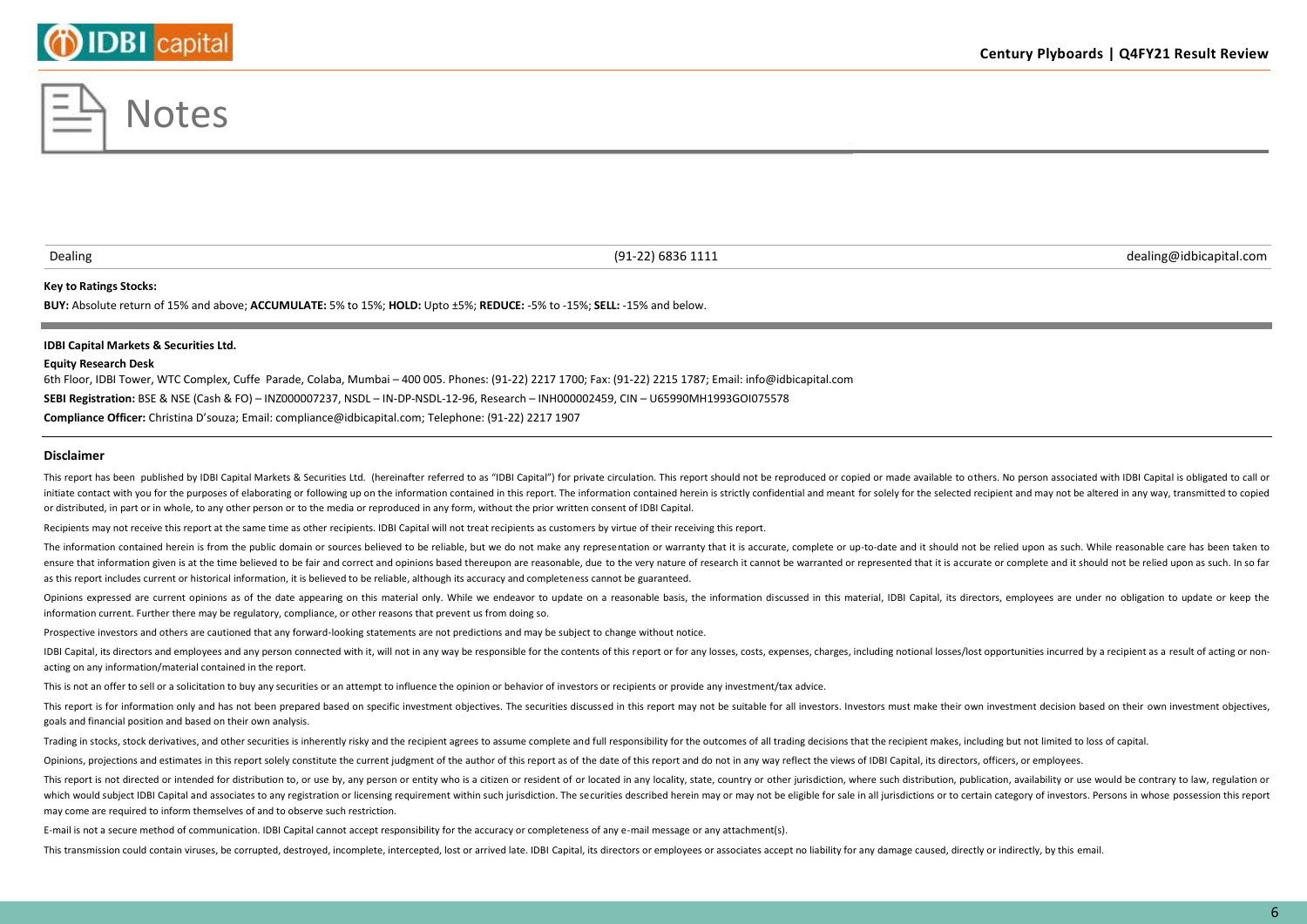# Notes

| Dealing | (91-22) 6836 1111 | dealing@idbicapital.com |
|---|---|---|

**Key to Ratings Stocks:**

**BUY:** Absolute return of 15% and above; **ACCUMULATE:** 5% to 15%; **HOLD:** Upto ±5%; **REDUCE:** -5% to -15%; **SELL:** -15% and below.

**IDBI Capital Markets & Securities Ltd.**

**Equity Research Desk**

6th Floor, IDBI Tower, WTC Complex, Cuffe Parade, Colaba, Mumbai – 400 005. Phones: (91-22) 2217 1700; Fax: (91-22) 2215 1787; Email: info@idbicapital.com

**SEBI Registration:** BSE & NSE (Cash & FO) – INZ000007237, NSDL – IN-DP-NSDL-12-96, Research – INH000002459, CIN – U65990MH1993GOI075578

**Compliance Officer:** Christina D'souza; Email: compliance@idbicapital.com; Telephone: (91-22) 2217 1907

## Disclaimer

This report has been published by IDBI Capital Markets & Securities Ltd. (hereinafter referred to as "IDBI Capital") for private circulation. This report should not be reproduced or copied or made available to others. No person associated with IDBI Capital is obligated to call or initiate contact with you for the purposes of elaborating or following up on the information contained in this report. The information contained herein is strictly confidential and meant for solely for the selected recipient and may not be altered in any way, transmitted to copied or distributed, in part or in whole, to any other person or to the media or reproduced in any form, without the prior written consent of IDBI Capital.

Recipients may not receive this report at the same time as other recipients. IDBI Capital will not treat recipients as customers by virtue of their receiving this report.

The information contained herein is from the public domain or sources believed to be reliable, but we do not make any representation or warranty that it is accurate, complete or up-to-date and it should not be relied upon as such. While reasonable care has been taken to ensure that information given is at the time believed to be fair and correct and opinions based thereupon are reasonable, due to the very nature of research it cannot be warranted or represented that it is accurate or complete and it should not be relied upon as such. In so far as this report includes current or historical information, it is believed to be reliable, although its accuracy and completeness cannot be guaranteed.

Opinions expressed are current opinions as of the date appearing on this material only. While we endeavor to update on a reasonable basis, the information discussed in this material, IDBI Capital, its directors, employees are under no obligation to update or keep the information current. Further there may be regulatory, compliance, or other reasons that prevent us from doing so.

Prospective investors and others are cautioned that any forward-looking statements are not predictions and may be subject to change without notice.

IDBI Capital, its directors and employees and any person connected with it, will not in any way be responsible for the contents of this report or for any losses, costs, expenses, charges, including notional losses/lost opportunities incurred by a recipient as a result of acting or non-acting on any information/material contained in the report.

This is not an offer to sell or a solicitation to buy any securities or an attempt to influence the opinion or behavior of investors or recipients or provide any investment/tax advice.

This report is for information only and has not been prepared based on specific investment objectives. The securities discussed in this report may not be suitable for all investors. Investors must make their own investment decision based on their own investment objectives, goals and financial position and based on their own analysis.

Trading in stocks, stock derivatives, and other securities is inherently risky and the recipient agrees to assume complete and full responsibility for the outcomes of all trading decisions that the recipient makes, including but not limited to loss of capital.

Opinions, projections and estimates in this report solely constitute the current judgment of the author of this report as of the date of this report and do not in any way reflect the views of IDBI Capital, its directors, officers, or employees.

This report is not directed or intended for distribution to, or use by, any person or entity who is a citizen or resident of or located in any locality, state, country or other jurisdiction, where such distribution, publication, availability or use would be contrary to law, regulation or which would subject IDBI Capital and associates to any registration or licensing requirement within such jurisdiction. The securities described herein may or may not be eligible for sale in all jurisdictions or to certain category of investors. Persons in whose possession this report may come are required to inform themselves of and to observe such restriction.

E-mail is not a secure method of communication. IDBI Capital cannot accept responsibility for the accuracy or completeness of any e-mail message or any attachment(s).

This transmission could contain viruses, be corrupted, destroyed, incomplete, intercepted, lost or arrived late. IDBI Capital, its directors or employees or associates accept no liability for any damage caused, directly or indirectly, by this email.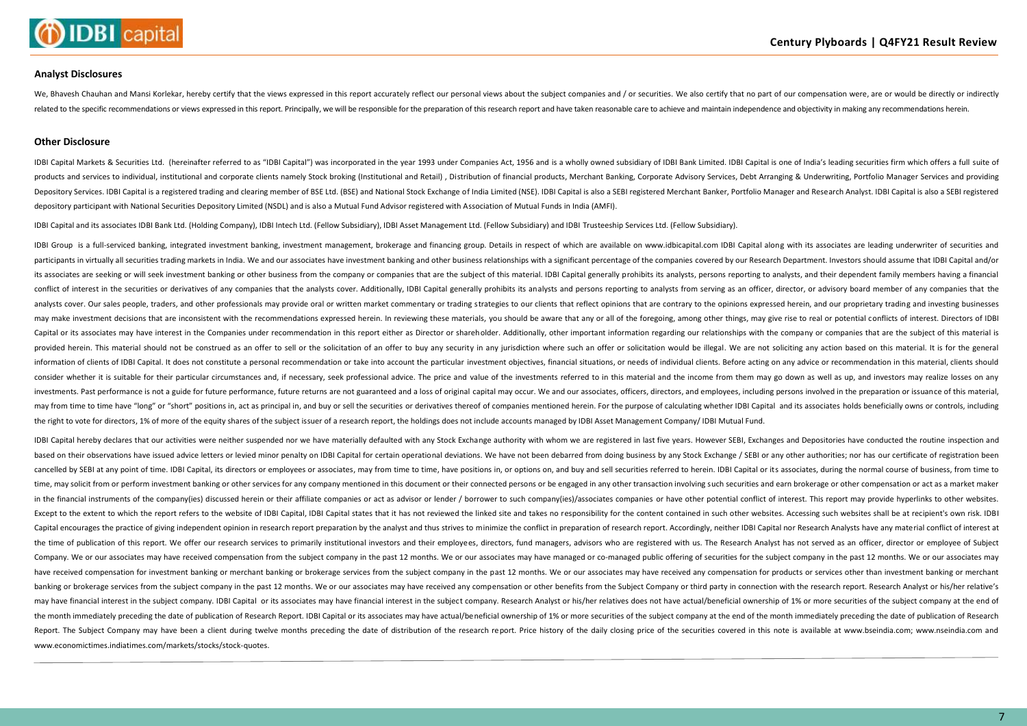## Analyst Disclosures

We, Bhavesh Chauhan and Mansi Korlekar, hereby certify that the views expressed in this report accurately reflect our personal views about the subject companies and / or securities. We also certify that no part of our compensation were, are or would be directly or indirectly related to the specific recommendations or views expressed in this report. Principally, we will be responsible for the preparation of this research report and have taken reasonable care to achieve and maintain independence and objectivity in making any recommendations herein.

## Other Disclosure

IDBI Capital Markets & Securities Ltd. (hereinafter referred to as "IDBI Capital") was incorporated in the year 1993 under Companies Act, 1956 and is a wholly owned subsidiary of IDBI Bank Limited. IDBI Capital is one of India's leading securities firm which offers a full suite of products and services to individual, institutional and corporate clients namely Stock broking (Institutional and Retail) , Distribution of financial products, Merchant Banking, Corporate Advisory Services, Debt Arranging & Underwriting, Portfolio Manager Services and providing Depository Services. IDBI Capital is a registered trading and clearing member of BSE Ltd. (BSE) and National Stock Exchange of India Limited (NSE). IDBI Capital is also a SEBI registered Merchant Banker, Portfolio Manager and Research Analyst. IDBI Capital is also a SEBI registered depository participant with National Securities Depository Limited (NSDL) and is also a Mutual Fund Advisor registered with Association of Mutual Funds in India (AMFI).

IDBI Capital and its associates IDBI Bank Ltd. (Holding Company), IDBI Intech Ltd. (Fellow Subsidiary), IDBI Asset Management Ltd. (Fellow Subsidiary) and IDBI Trusteeship Services Ltd. (Fellow Subsidiary).

IDBI Group is a full-serviced banking, integrated investment banking, investment management, brokerage and financing group. Details in respect of which are available on www.idbicapital.com IDBI Capital along with its associates are leading underwriter of securities and participants in virtually all securities trading markets in India. We and our associates have investment banking and other business relationships with a significant percentage of the companies covered by our Research Department. Investors should assume that IDBI Capital and/or its associates are seeking or will seek investment banking or other business from the company or companies that are the subject of this material. IDBI Capital generally prohibits its analysts, persons reporting to analysts, and their dependent family members having a financial conflict of interest in the securities or derivatives of any companies that the analysts cover. Additionally, IDBI Capital generally prohibits its analysts and persons reporting to analysts from serving as an officer, director, or advisory board member of any companies that the analysts cover. Our sales people, traders, and other professionals may provide oral or written market commentary or trading strategies to our clients that reflect opinions that are contrary to the opinions expressed herein, and our proprietary trading and investing businesses may make investment decisions that are inconsistent with the recommendations expressed herein. In reviewing these materials, you should be aware that any or all of the foregoing, among other things, may give rise to real or potential conflicts of interest. Directors of IDBI Capital or its associates may have interest in the Companies under recommendation in this report either as Director or shareholder. Additionally, other important information regarding our relationships with the company or companies that are the subject of this material is provided herein. This material should not be construed as an offer to sell or the solicitation of an offer to buy any security in any jurisdiction where such an offer or solicitation would be illegal. We are not soliciting any action based on this material. It is for the general information of clients of IDBI Capital. It does not constitute a personal recommendation or take into account the particular investment objectives, financial situations, or needs of individual clients. Before acting on any advice or recommendation in this material, clients should consider whether it is suitable for their particular circumstances and, if necessary, seek professional advice. The price and value of the investments referred to in this material and the income from them may go down as well as up, and investors may realize losses on any investments. Past performance is not a guide for future performance, future returns are not guaranteed and a loss of original capital may occur. We and our associates, officers, directors, and employees, including persons involved in the preparation or issuance of this material, may from time to time have "long" or "short" positions in, act as principal in, and buy or sell the securities or derivatives thereof of companies mentioned herein. For the purpose of calculating whether IDBI Capital and its associates holds beneficially owns or controls, including the right to vote for directors, 1% of more of the equity shares of the subject issuer of a research report, the holdings does not include accounts managed by IDBI Asset Management Company/ IDBI Mutual Fund.

IDBI Capital hereby declares that our activities were neither suspended nor we have materially defaulted with any Stock Exchange authority with whom we are registered in last five years. However SEBI, Exchanges and Depositories have conducted the routine inspection and based on their observations have issued advice letters or levied minor penalty on IDBI Capital for certain operational deviations. We have not been debarred from doing business by any Stock Exchange / SEBI or any other authorities; nor has our certificate of registration been cancelled by SEBI at any point of time. IDBI Capital, its directors or employees or associates, may from time to time, have positions in, or options on, and buy and sell securities referred to herein. IDBI Capital or its associates, during the normal course of business, from time to time, may solicit from or perform investment banking or other services for any company mentioned in this document or their connected persons or be engaged in any other transaction involving such securities and earn brokerage or other compensation or act as a market maker in the financial instruments of the company(ies) discussed herein or their affiliate companies or act as advisor or lender / borrower to such company(ies)/associates companies or have other potential conflict of interest. This report may provide hyperlinks to other websites. Except to the extent to which the report refers to the website of IDBI Capital, IDBI Capital states that it has not reviewed the linked site and takes no responsibility for the content contained in such other websites. Accessing such websites shall be at recipient's own risk. IDBI Capital encourages the practice of giving independent opinion in research report preparation by the analyst and thus strives to minimize the conflict in preparation of research report. Accordingly, neither IDBI Capital nor Research Analysts have any material conflict of interest at the time of publication of this report. We offer our research services to primarily institutional investors and their employees, directors, fund managers, advisors who are registered with us. The Research Analyst has not served as an officer, director or employee of Subject Company. We or our associates may have received compensation from the subject company in the past 12 months. We or our associates may have managed or co-managed public offering of securities for the subject company in the past 12 months. We or our associates may have received compensation for investment banking or merchant banking or brokerage services from the subject company in the past 12 months. We or our associates may have received any compensation for products or services other than investment banking or merchant banking or brokerage services from the subject company in the past 12 months. We or our associates may have received any compensation or other benefits from the Subject Company or third party in connection with the research report. Research Analyst or his/her relative's may have financial interest in the subject company. IDBI Capital or its associates may have financial interest in the subject company. Research Analyst or his/her relatives does not have actual/beneficial ownership of 1% or more securities of the subject company at the end of the month immediately preceding the date of publication of Research Report. IDBI Capital or its associates may have actual/beneficial ownership of 1% or more securities of the subject company at the end of the month immediately preceding the date of publication of Research Report. The Subject Company may have been a client during twelve months preceding the date of distribution of the research report. Price history of the daily closing price of the securities covered in this note is available at www.bseindia.com; www.nseindia.com and www.economictimes.indiatimes.com/markets/stocks/stock-quotes.